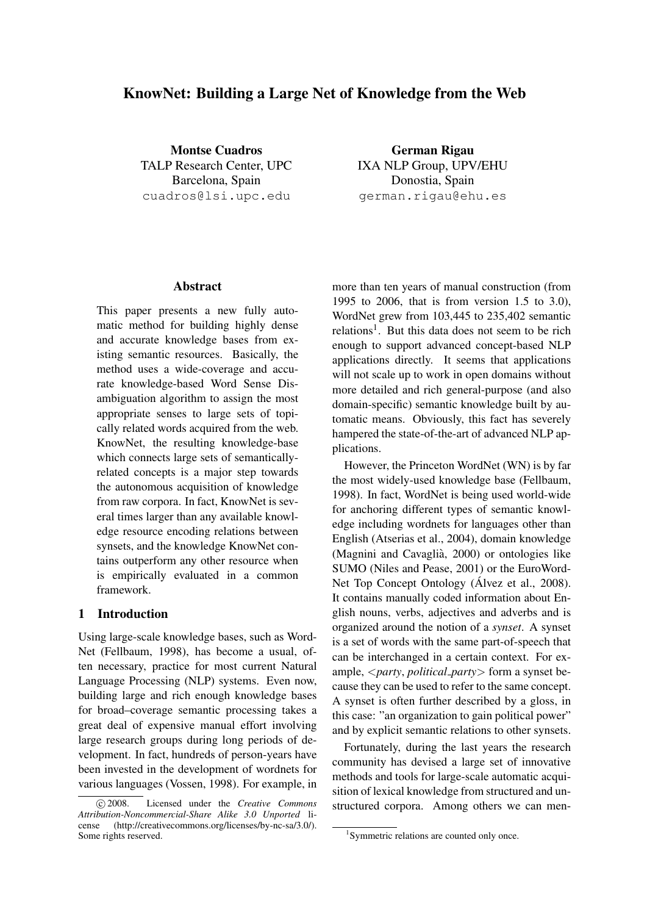# KnowNet: Building a Large Net of Knowledge from the Web

**Montse Cuadros**
TALP Research Center, UPC
Barcelona, Spain
cuadros@lsi.upc.edu

**German Rigau**
IXA NLP Group, UPV/EHU
Donostia, Spain
german.rigau@ehu.es

## Abstract

This paper presents a new fully automatic method for building highly dense and accurate knowledge bases from existing semantic resources. Basically, the method uses a wide-coverage and accurate knowledge-based Word Sense Disambiguation algorithm to assign the most appropriate senses to large sets of topically related words acquired from the web. KnowNet, the resulting knowledge-base which connects large sets of semantically-related concepts is a major step towards the autonomous acquisition of knowledge from raw corpora. In fact, KnowNet is several times larger than any available knowledge resource encoding relations between synsets, and the knowledge KnowNet contains outperform any other resource when is empirically evaluated in a common framework.

## 1 Introduction

Using large-scale knowledge bases, such as WordNet (Fellbaum, 1998), has become a usual, often necessary, practice for most current Natural Language Processing (NLP) systems. Even now, building large and rich enough knowledge bases for broad–coverage semantic processing takes a great deal of expensive manual effort involving large research groups during long periods of development. In fact, hundreds of person-years have been invested in the development of wordnets for various languages (Vossen, 1998). For example, in more than ten years of manual construction (from 1995 to 2006, that is from version 1.5 to 3.0), WordNet grew from 103,445 to 235,402 semantic relations[1]. But this data does not seem to be rich enough to support advanced concept-based NLP applications directly. It seems that applications will not scale up to work in open domains without more detailed and rich general-purpose (and also domain-specific) semantic knowledge built by automatic means. Obviously, this fact has severely hampered the state-of-the-art of advanced NLP applications.

However, the Princeton WordNet (WN) is by far the most widely-used knowledge base (Fellbaum, 1998). In fact, WordNet is being used world-wide for anchoring different types of semantic knowledge including wordnets for languages other than English (Atserias et al., 2004), domain knowledge (Magnini and Cavaglià, 2000) or ontologies like SUMO (Niles and Pease, 2001) or the EuroWordNet Top Concept Ontology (Álvez et al., 2008). It contains manually coded information about English nouns, verbs, adjectives and adverbs and is organized around the notion of a *synset*. A synset is a set of words with the same part-of-speech that can be interchanged in a certain context. For example, <*party*, *political_party*> form a synset because they can be used to refer to the same concept. A synset is often further described by a gloss, in this case: "an organization to gain political power" and by explicit semantic relations to other synsets.

Fortunately, during the last years the research community has devised a large set of innovative methods and tools for large-scale automatic acquisition of lexical knowledge from structured and unstructured corpora. Among others we can men-

© 2008. Licensed under the *Creative Commons Attribution-Noncommercial-Share Alike 3.0 Unported* license (http://creativecommons.org/licenses/by-nc-sa/3.0/). Some rights reserved.

[1] Symmetric relations are counted only once.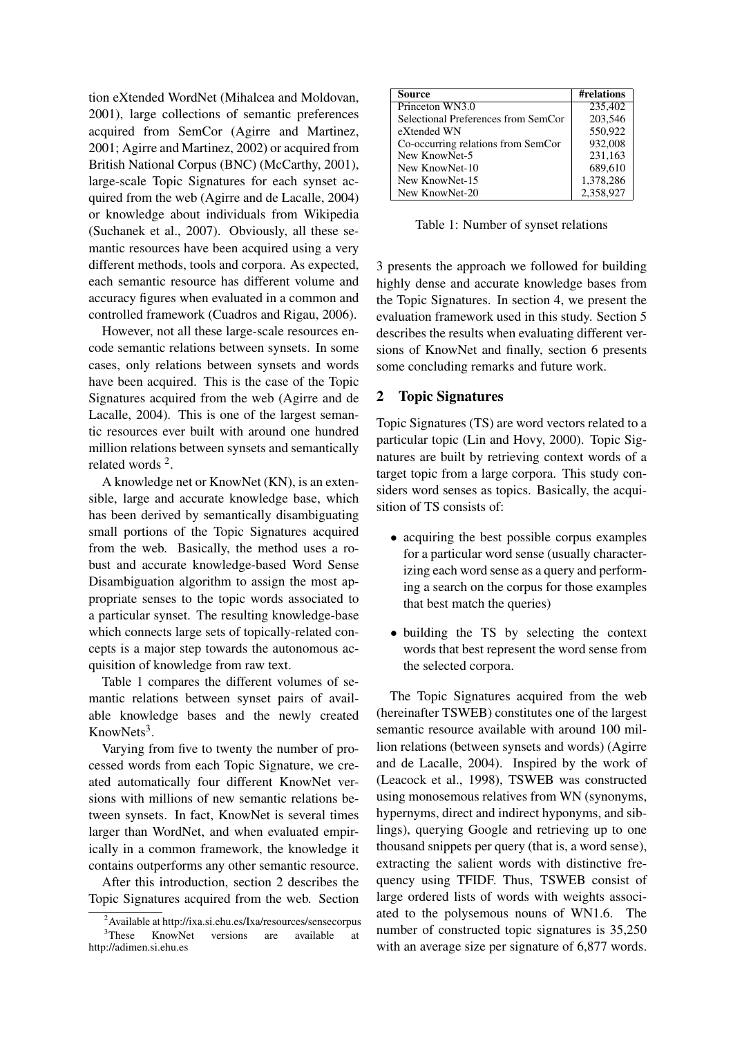tion eXtended WordNet (Mihalcea and Moldovan, 2001), large collections of semantic preferences acquired from SemCor (Agirre and Martinez, 2001; Agirre and Martinez, 2002) or acquired from British National Corpus (BNC) (McCarthy, 2001), large-scale Topic Signatures for each synset acquired from the web (Agirre and de Lacalle, 2004) or knowledge about individuals from Wikipedia (Suchanek et al., 2007). Obviously, all these semantic resources have been acquired using a very different methods, tools and corpora. As expected, each semantic resource has different volume and accuracy figures when evaluated in a common and controlled framework (Cuadros and Rigau, 2006).

However, not all these large-scale resources encode semantic relations between synsets. In some cases, only relations between synsets and words have been acquired. This is the case of the Topic Signatures acquired from the web (Agirre and de Lacalle, 2004). This is one of the largest semantic resources ever built with around one hundred million relations between synsets and semantically related words [2].

A knowledge net or KnowNet (KN), is an extensible, large and accurate knowledge base, which has been derived by semantically disambiguating small portions of the Topic Signatures acquired from the web. Basically, the method uses a robust and accurate knowledge-based Word Sense Disambiguation algorithm to assign the most appropriate senses to the topic words associated to a particular synset. The resulting knowledge-base which connects large sets of topically-related concepts is a major step towards the autonomous acquisition of knowledge from raw text.

Table 1 compares the different volumes of semantic relations between synset pairs of available knowledge bases and the newly created KnowNets[3].

Varying from five to twenty the number of processed words from each Topic Signature, we created automatically four different KnowNet versions with millions of new semantic relations between synsets. In fact, KnowNet is several times larger than WordNet, and when evaluated empirically in a common framework, the knowledge it contains outperforms any other semantic resource.

After this introduction, section 2 describes the Topic Signatures acquired from the web. Section 3 presents the approach we followed for building highly dense and accurate knowledge bases from the Topic Signatures. In section 4, we present the evaluation framework used in this study. Section 5 describes the results when evaluating different versions of KnowNet and finally, section 6 presents some concluding remarks and future work.

[2] Available at http://ixa.si.ehu.es/Ixa/resources/sensecorpus

[3] These KnowNet versions are available at http://adimen.si.ehu.es

| Source | #relations |
|---|---|
| Princeton WN3.0 | 235,402 |
| Selectional Preferences from SemCor | 203,546 |
| eXtended WN | 550,922 |
| Co-occurring relations from SemCor | 932,008 |
| New KnowNet-5 | 231,163 |
| New KnowNet-10 | 689,610 |
| New KnowNet-15 | 1,378,286 |
| New KnowNet-20 | 2,358,927 |

Table 1: Number of synset relations

## 2 Topic Signatures

Topic Signatures (TS) are word vectors related to a particular topic (Lin and Hovy, 2000). Topic Signatures are built by retrieving context words of a target topic from a large corpora. This study considers word senses as topics. Basically, the acquisition of TS consists of:

- acquiring the best possible corpus examples for a particular word sense (usually characterizing each word sense as a query and performing a search on the corpus for those examples that best match the queries)
- building the TS by selecting the context words that best represent the word sense from the selected corpora.

The Topic Signatures acquired from the web (hereinafter TSWEB) constitutes one of the largest semantic resource available with around 100 million relations (between synsets and words) (Agirre and de Lacalle, 2004). Inspired by the work of (Leacock et al., 1998), TSWEB was constructed using monosemous relatives from WN (synonyms, hypernyms, direct and indirect hyponyms, and siblings), querying Google and retrieving up to one thousand snippets per query (that is, a word sense), extracting the salient words with distinctive frequency using TFIDF. Thus, TSWEB consist of large ordered lists of words with weights associated to the polysemous nouns of WN1.6. The number of constructed topic signatures is 35,250 with an average size per signature of 6,877 words.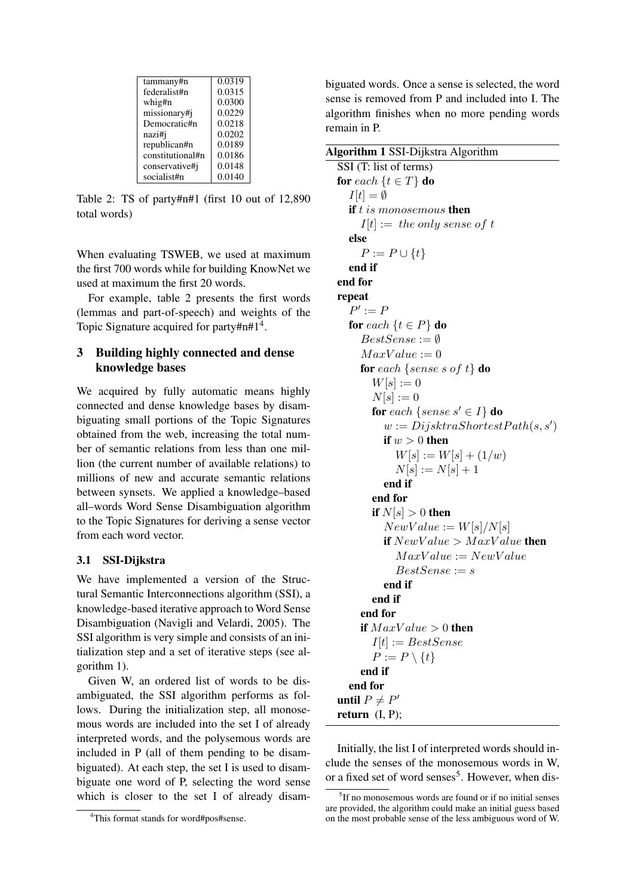| tammany#n | 0.0319 |
|---|---|
| federalist#n | 0.0315 |
| whig#n | 0.0300 |
| missionary#j | 0.0229 |
| Democratic#n | 0.0218 |
| nazi#j | 0.0202 |
| republican#n | 0.0189 |
| constitutional#n | 0.0186 |
| conservative#j | 0.0148 |
| socialist#n | 0.0140 |

Table 2: TS of party#n#1 (first 10 out of 12,890 total words)

When evaluating TSWEB, we used at maximum the first 700 words while for building KnowNet we used at maximum the first 20 words.

For example, table 2 presents the first words (lemmas and part-of-speech) and weights of the Topic Signature acquired for party#n#1[4].

## 3 Building highly connected and dense knowledge bases

We acquired by fully automatic means highly connected and dense knowledge bases by disambiguating small portions of the Topic Signatures obtained from the web, increasing the total number of semantic relations from less than one million (the current number of available relations) to millions of new and accurate semantic relations between synsets. We applied a knowledge–based all–words Word Sense Disambiguation algorithm to the Topic Signatures for deriving a sense vector from each word vector.

### 3.1 SSI-Dijkstra

We have implemented a version of the Structural Semantic Interconnections algorithm (SSI), a knowledge-based iterative approach to Word Sense Disambiguation (Navigli and Velardi, 2005). The SSI algorithm is very simple and consists of an initialization step and a set of iterative steps (see algorithm 1).

Given W, an ordered list of words to be disambiguated, the SSI algorithm performs as follows. During the initialization step, all monosemous words are included into the set I of already interpreted words, and the polysemous words are included in P (all of them pending to be disambiguated). At each step, the set I is used to disambiguate one word of P, selecting the word sense which is closer to the set I of already disambiguated words. Once a sense is selected, the word sense is removed from P and included into I. The algorithm finishes when no more pending words remain in P.

**Algorithm 1** SSI-Dijkstra Algorithm

```
SSI (T: list of terms)
for each {t ∈ T} do
  I[t] = ∅
  if t is monosemous then
    I[t] := the only sense of t
  else
    P := P ∪ {t}
  end if
end for
repeat
  P' := P
  for each {t ∈ P} do
    BestSense := ∅
    MaxValue := 0
    for each {sense s of t} do
      W[s] := 0
      N[s] := 0
      for each {sense s' ∈ I} do
        w := DijsktraShortestPath(s, s')
        if w > 0 then
          W[s] := W[s] + (1/w)
          N[s] := N[s] + 1
        end if
      end for
      if N[s] > 0 then
        NewValue := W[s]/N[s]
        if NewValue > MaxValue then
          MaxValue := NewValue
          BestSense := s
        end if
      end if
    end for
    if MaxValue > 0 then
      I[t] := BestSense
      P := P \ {t}
    end if
  end for
until P ≠ P'
return (I, P);
```

Initially, the list I of interpreted words should include the senses of the monosemous words in W, or a fixed set of word senses[5]. However, when dis-

[4] This format stands for word#pos#sense.

[5] If no monosemous words are found or if no initial senses are provided, the algorithm could make an initial guess based on the most probable sense of the less ambiguous word of W.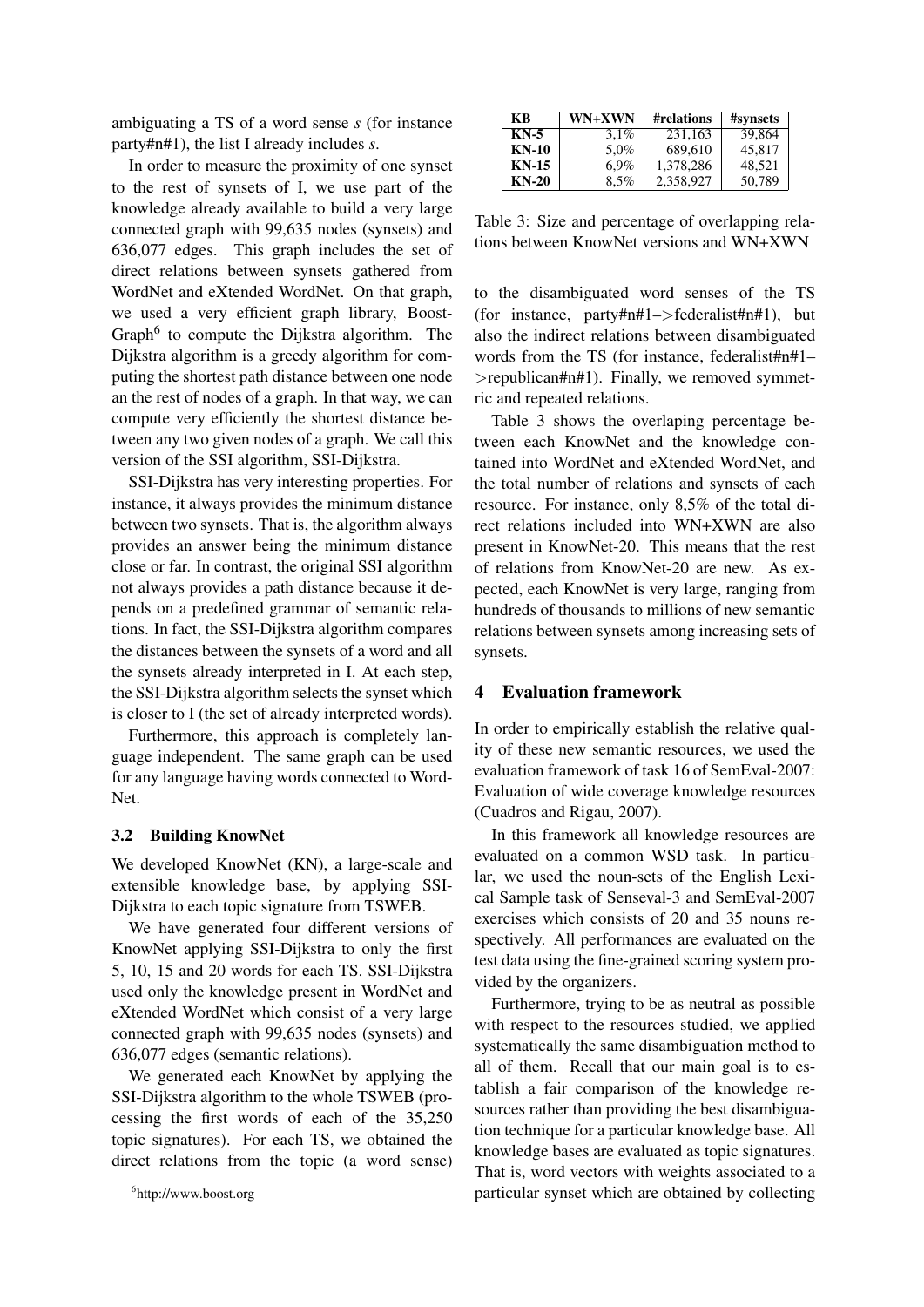ambiguating a TS of a word sense *s* (for instance party#n#1), the list I already includes *s*.

In order to measure the proximity of one synset to the rest of synsets of I, we use part of the knowledge already available to build a very large connected graph with 99,635 nodes (synsets) and 636,077 edges. This graph includes the set of direct relations between synsets gathered from WordNet and eXtended WordNet. On that graph, we used a very efficient graph library, BoostGraph[6] to compute the Dijkstra algorithm. The Dijkstra algorithm is a greedy algorithm for computing the shortest path distance between one node an the rest of nodes of a graph. In that way, we can compute very efficiently the shortest distance between any two given nodes of a graph. We call this version of the SSI algorithm, SSI-Dijkstra.

SSI-Dijkstra has very interesting properties. For instance, it always provides the minimum distance between two synsets. That is, the algorithm always provides an answer being the minimum distance close or far. In contrast, the original SSI algorithm not always provides a path distance because it depends on a predefined grammar of semantic relations. In fact, the SSI-Dijkstra algorithm compares the distances between the synsets of a word and all the synsets already interpreted in I. At each step, the SSI-Dijkstra algorithm selects the synset which is closer to I (the set of already interpreted words).

Furthermore, this approach is completely language independent. The same graph can be used for any language having words connected to WordNet.

### 3.2 Building KnowNet

We developed KnowNet (KN), a large-scale and extensible knowledge base, by applying SSI-Dijkstra to each topic signature from TSWEB.

We have generated four different versions of KnowNet applying SSI-Dijkstra to only the first 5, 10, 15 and 20 words for each TS. SSI-Dijkstra used only the knowledge present in WordNet and eXtended WordNet which consist of a very large connected graph with 99,635 nodes (synsets) and 636,077 edges (semantic relations).

We generated each KnowNet by applying the SSI-Dijkstra algorithm to the whole TSWEB (processing the first words of each of the 35,250 topic signatures). For each TS, we obtained the direct relations from the topic (a word sense) to the disambiguated word senses of the TS (for instance, party#n#1–>federalist#n#1), but also the indirect relations between disambiguated words from the TS (for instance, federalist#n#1–>republican#n#1). Finally, we removed symmetric and repeated relations.

| KB | WN+XWN | #relations | #synsets |
|---|---|---|---|
| **KN-5** | 3,1% | 231,163 | 39,864 |
| **KN-10** | 5,0% | 689,610 | 45,817 |
| **KN-15** | 6,9% | 1,378,286 | 48,521 |
| **KN-20** | 8,5% | 2,358,927 | 50,789 |

Table 3: Size and percentage of overlapping relations between KnowNet versions and WN+XWN

Table 3 shows the overlaping percentage between each KnowNet and the knowledge contained into WordNet and eXtended WordNet, and the total number of relations and synsets of each resource. For instance, only 8,5% of the total direct relations included into WN+XWN are also present in KnowNet-20. This means that the rest of relations from KnowNet-20 are new. As expected, each KnowNet is very large, ranging from hundreds of thousands to millions of new semantic relations between synsets among increasing sets of synsets.

## 4 Evaluation framework

In order to empirically establish the relative quality of these new semantic resources, we used the evaluation framework of task 16 of SemEval-2007: Evaluation of wide coverage knowledge resources (Cuadros and Rigau, 2007).

In this framework all knowledge resources are evaluated on a common WSD task. In particular, we used the noun-sets of the English Lexical Sample task of Senseval-3 and SemEval-2007 exercises which consists of 20 and 35 nouns respectively. All performances are evaluated on the test data using the fine-grained scoring system provided by the organizers.

Furthermore, trying to be as neutral as possible with respect to the resources studied, we applied systematically the same disambiguation method to all of them. Recall that our main goal is to establish a fair comparison of the knowledge resources rather than providing the best disambiguation technique for a particular knowledge base. All knowledge bases are evaluated as topic signatures. That is, word vectors with weights associated to a particular synset which are obtained by collecting

[6] http://www.boost.org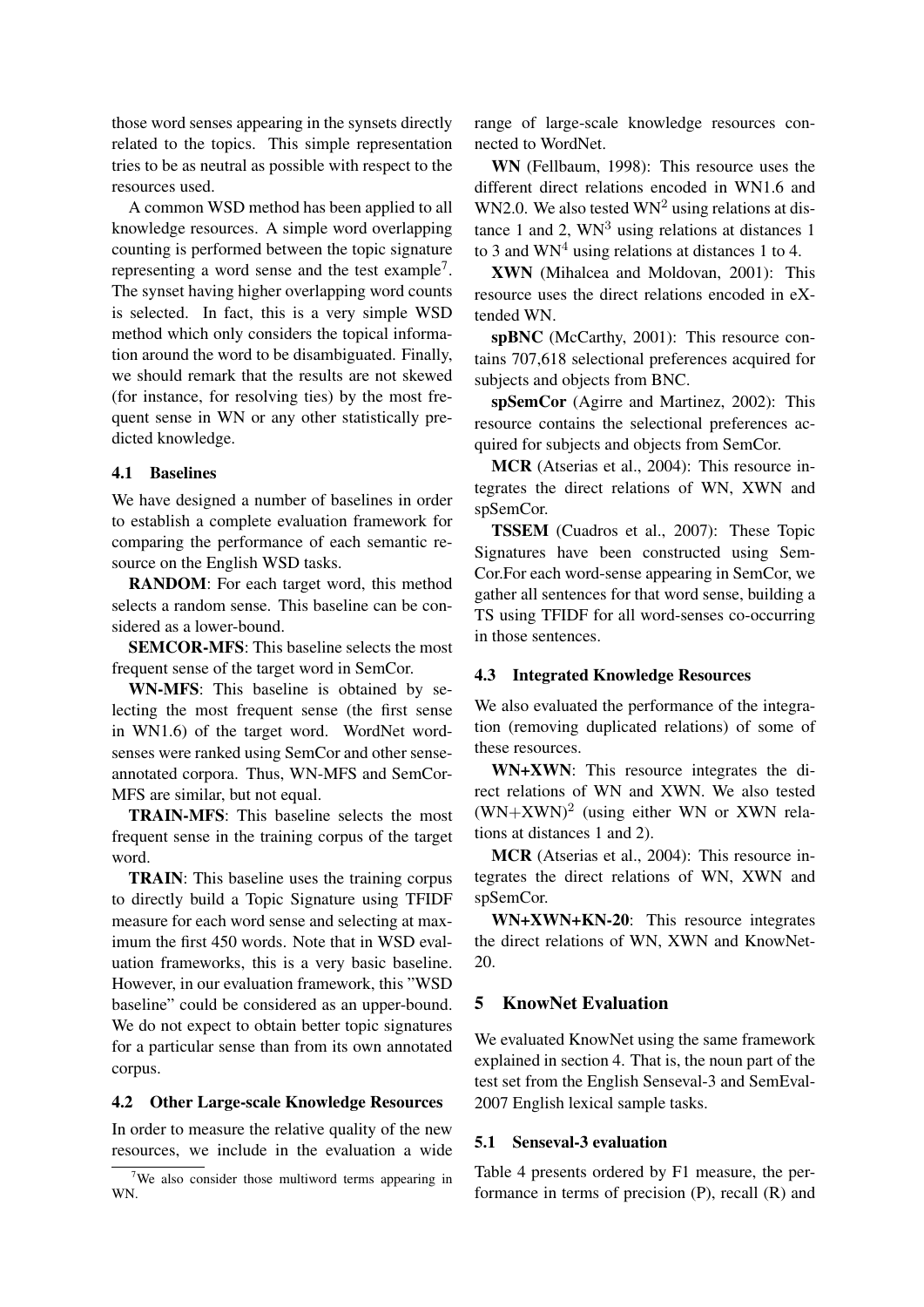those word senses appearing in the synsets directly related to the topics. This simple representation tries to be as neutral as possible with respect to the resources used.

A common WSD method has been applied to all knowledge resources. A simple word overlapping counting is performed between the topic signature representing a word sense and the test example[7]. The synset having higher overlapping word counts is selected. In fact, this is a very simple WSD method which only considers the topical information around the word to be disambiguated. Finally, we should remark that the results are not skewed (for instance, for resolving ties) by the most frequent sense in WN or any other statistically predicted knowledge.

### 4.1 Baselines

We have designed a number of baselines in order to establish a complete evaluation framework for comparing the performance of each semantic resource on the English WSD tasks.

**RANDOM**: For each target word, this method selects a random sense. This baseline can be considered as a lower-bound.

**SEMCOR-MFS**: This baseline selects the most frequent sense of the target word in SemCor.

**WN-MFS**: This baseline is obtained by selecting the most frequent sense (the first sense in WN1.6) of the target word. WordNet word-senses were ranked using SemCor and other sense-annotated corpora. Thus, WN-MFS and SemCor-MFS are similar, but not equal.

**TRAIN-MFS**: This baseline selects the most frequent sense in the training corpus of the target word.

**TRAIN**: This baseline uses the training corpus to directly build a Topic Signature using TFIDF measure for each word sense and selecting at maximum the first 450 words. Note that in WSD evaluation frameworks, this is a very basic baseline. However, in our evaluation framework, this "WSD baseline" could be considered as an upper-bound. We do not expect to obtain better topic signatures for a particular sense than from its own annotated corpus.

### 4.2 Other Large-scale Knowledge Resources

In order to measure the relative quality of the new resources, we include in the evaluation a wide range of large-scale knowledge resources connected to WordNet.

**WN** (Fellbaum, 1998): This resource uses the different direct relations encoded in WN1.6 and WN2.0. We also tested $WN^2$ using relations at distance 1 and 2, $WN^3$ using relations at distances 1 to 3 and $WN^4$ using relations at distances 1 to 4.

**XWN** (Mihalcea and Moldovan, 2001): This resource uses the direct relations encoded in eXtended WN.

**spBNC** (McCarthy, 2001): This resource contains 707,618 selectional preferences acquired for subjects and objects from BNC.

**spSemCor** (Agirre and Martinez, 2002): This resource contains the selectional preferences acquired for subjects and objects from SemCor.

**MCR** (Atserias et al., 2004): This resource integrates the direct relations of WN, XWN and spSemCor.

**TSSEM** (Cuadros et al., 2007): These Topic Signatures have been constructed using SemCor.For each word-sense appearing in SemCor, we gather all sentences for that word sense, building a TS using TFIDF for all word-senses co-occurring in those sentences.

### 4.3 Integrated Knowledge Resources

We also evaluated the performance of the integration (removing duplicated relations) of some of these resources.

**WN+XWN**: This resource integrates the direct relations of WN and XWN. We also tested $(WN+XWN)^2$ (using either WN or XWN relations at distances 1 and 2).

**MCR** (Atserias et al., 2004): This resource integrates the direct relations of WN, XWN and spSemCor.

**WN+XWN+KN-20**: This resource integrates the direct relations of WN, XWN and KnowNet-20.

## 5 KnowNet Evaluation

We evaluated KnowNet using the same framework explained in section 4. That is, the noun part of the test set from the English Senseval-3 and SemEval-2007 English lexical sample tasks.

### 5.1 Senseval-3 evaluation

Table 4 presents ordered by F1 measure, the performance in terms of precision (P), recall (R) and

[7] We also consider those multiword terms appearing in WN.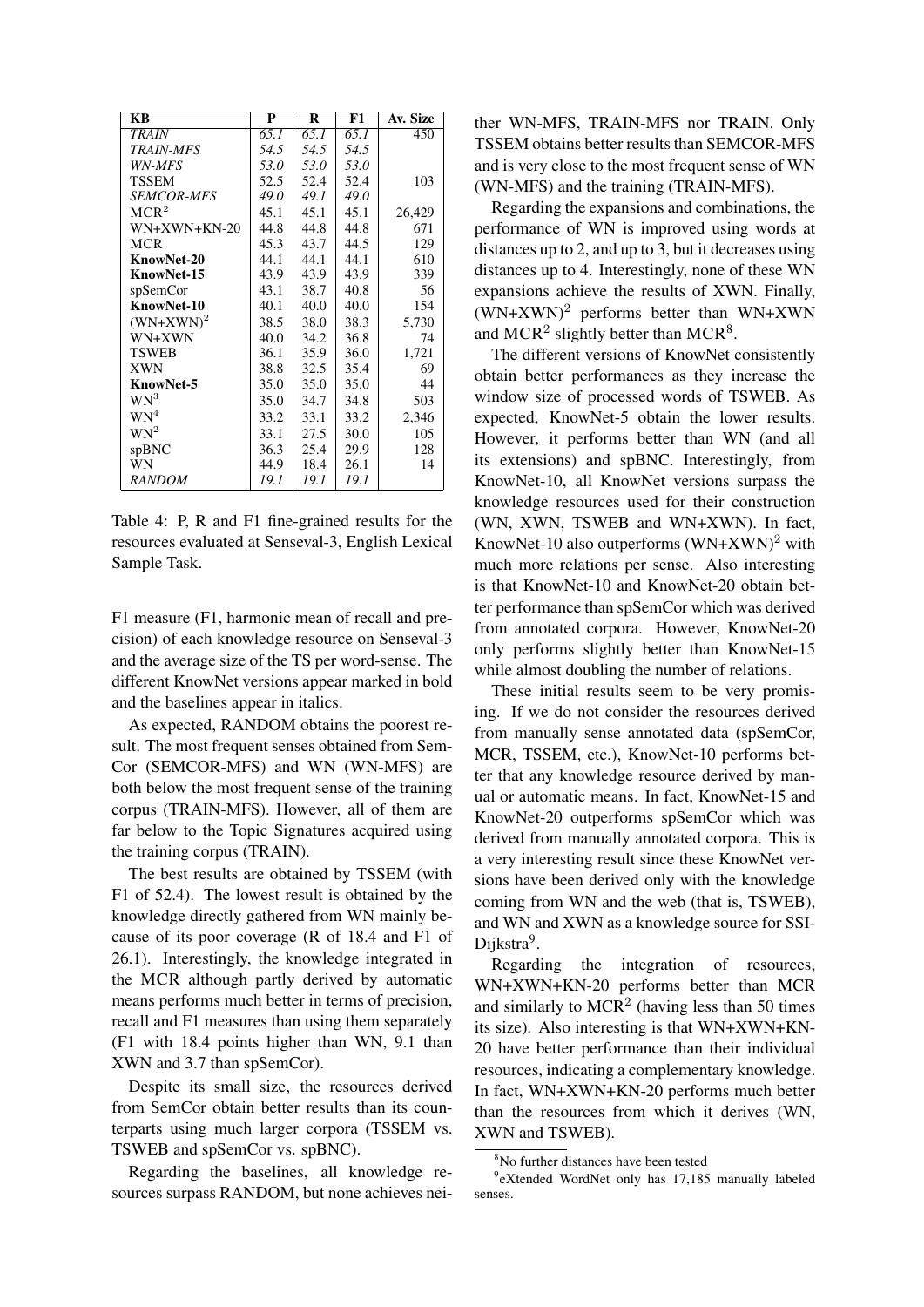| KB | P | R | F1 | Av. Size |
|---|---|---|---|---|
| *TRAIN* | *65.1* | *65.1* | *65.1* | 450 |
| *TRAIN-MFS* | *54.5* | *54.5* | *54.5* | |
| *WN-MFS* | *53.0* | *53.0* | *53.0* | |
| TSSEM | 52.5 | 52.4 | 52.4 | 103 |
| *SEMCOR-MFS* | *49.0* | *49.1* | *49.0* | |
| $MCR^2$ | 45.1 | 45.1 | 45.1 | 26,429 |
| WN+XWN+KN-20 | 44.8 | 44.8 | 44.8 | 671 |
| MCR | 45.3 | 43.7 | 44.5 | 129 |
| **KnowNet-20** | 44.1 | 44.1 | 44.1 | 610 |
| **KnowNet-15** | 43.9 | 43.9 | 43.9 | 339 |
| spSemCor | 43.1 | 38.7 | 40.8 | 56 |
| **KnowNet-10** | 40.1 | 40.0 | 40.0 | 154 |
| $(WN+XWN)^2$ | 38.5 | 38.0 | 38.3 | 5,730 |
| WN+XWN | 40.0 | 34.2 | 36.8 | 74 |
| TSWEB | 36.1 | 35.9 | 36.0 | 1,721 |
| XWN | 38.8 | 32.5 | 35.4 | 69 |
| **KnowNet-5** | 35.0 | 35.0 | 35.0 | 44 |
| $WN^3$ | 35.0 | 34.7 | 34.8 | 503 |
| $WN^4$ | 33.2 | 33.1 | 33.2 | 2,346 |
| $WN^2$ | 33.1 | 27.5 | 30.0 | 105 |
| spBNC | 36.3 | 25.4 | 29.9 | 128 |
| WN | 44.9 | 18.4 | 26.1 | 14 |
| *RANDOM* | *19.1* | *19.1* | *19.1* | |

Table 4: P, R and F1 fine-grained results for the resources evaluated at Senseval-3, English Lexical Sample Task.

F1 measure (F1, harmonic mean of recall and precision) of each knowledge resource on Senseval-3 and the average size of the TS per word-sense. The different KnowNet versions appear marked in bold and the baselines appear in italics.

As expected, RANDOM obtains the poorest result. The most frequent senses obtained from SemCor (SEMCOR-MFS) and WN (WN-MFS) are both below the most frequent sense of the training corpus (TRAIN-MFS). However, all of them are far below to the Topic Signatures acquired using the training corpus (TRAIN).

The best results are obtained by TSSEM (with F1 of 52.4). The lowest result is obtained by the knowledge directly gathered from WN mainly because of its poor coverage (R of 18.4 and F1 of 26.1). Interestingly, the knowledge integrated in the MCR although partly derived by automatic means performs much better in terms of precision, recall and F1 measures than using them separately (F1 with 18.4 points higher than WN, 9.1 than XWN and 3.7 than spSemCor).

Despite its small size, the resources derived from SemCor obtain better results than its counterparts using much larger corpora (TSSEM vs. TSWEB and spSemCor vs. spBNC).

Regarding the baselines, all knowledge resources surpass RANDOM, but none achieves neither WN-MFS, TRAIN-MFS nor TRAIN. Only TSSEM obtains better results than SEMCOR-MFS and is very close to the most frequent sense of WN (WN-MFS) and the training (TRAIN-MFS).

Regarding the expansions and combinations, the performance of WN is improved using words at distances up to 2, and up to 3, but it decreases using distances up to 4. Interestingly, none of these WN expansions achieve the results of XWN. Finally, $(WN+XWN)^2$ performs better than WN+XWN and $MCR^2$ slightly better than MCR[8].

The different versions of KnowNet consistently obtain better performances as they increase the window size of processed words of TSWEB. As expected, KnowNet-5 obtain the lower results. However, it performs better than WN (and all its extensions) and spBNC. Interestingly, from KnowNet-10, all KnowNet versions surpass the knowledge resources used for their construction (WN, XWN, TSWEB and WN+XWN). In fact, KnowNet-10 also outperforms $(WN+XWN)^2$ with much more relations per sense. Also interesting is that KnowNet-10 and KnowNet-20 obtain better performance than spSemCor which was derived from annotated corpora. However, KnowNet-20 only performs slightly better than KnowNet-15 while almost doubling the number of relations.

These initial results seem to be very promising. If we do not consider the resources derived from manually sense annotated data (spSemCor, MCR, TSSEM, etc.), KnowNet-10 performs better that any knowledge resource derived by manual or automatic means. In fact, KnowNet-15 and KnowNet-20 outperforms spSemCor which was derived from manually annotated corpora. This is a very interesting result since these KnowNet versions have been derived only with the knowledge coming from WN and the web (that is, TSWEB), and WN and XWN as a knowledge source for SSI-Dijkstra[9].

Regarding the integration of resources, WN+XWN+KN-20 performs better than MCR and similarly to $MCR^2$ (having less than 50 times its size). Also interesting is that WN+XWN+KN-20 have better performance than their individual resources, indicating a complementary knowledge. In fact, WN+XWN+KN-20 performs much better than the resources from which it derives (WN, XWN and TSWEB).

[8]No further distances have been tested

[9]eXtended WordNet only has 17,185 manually labeled senses.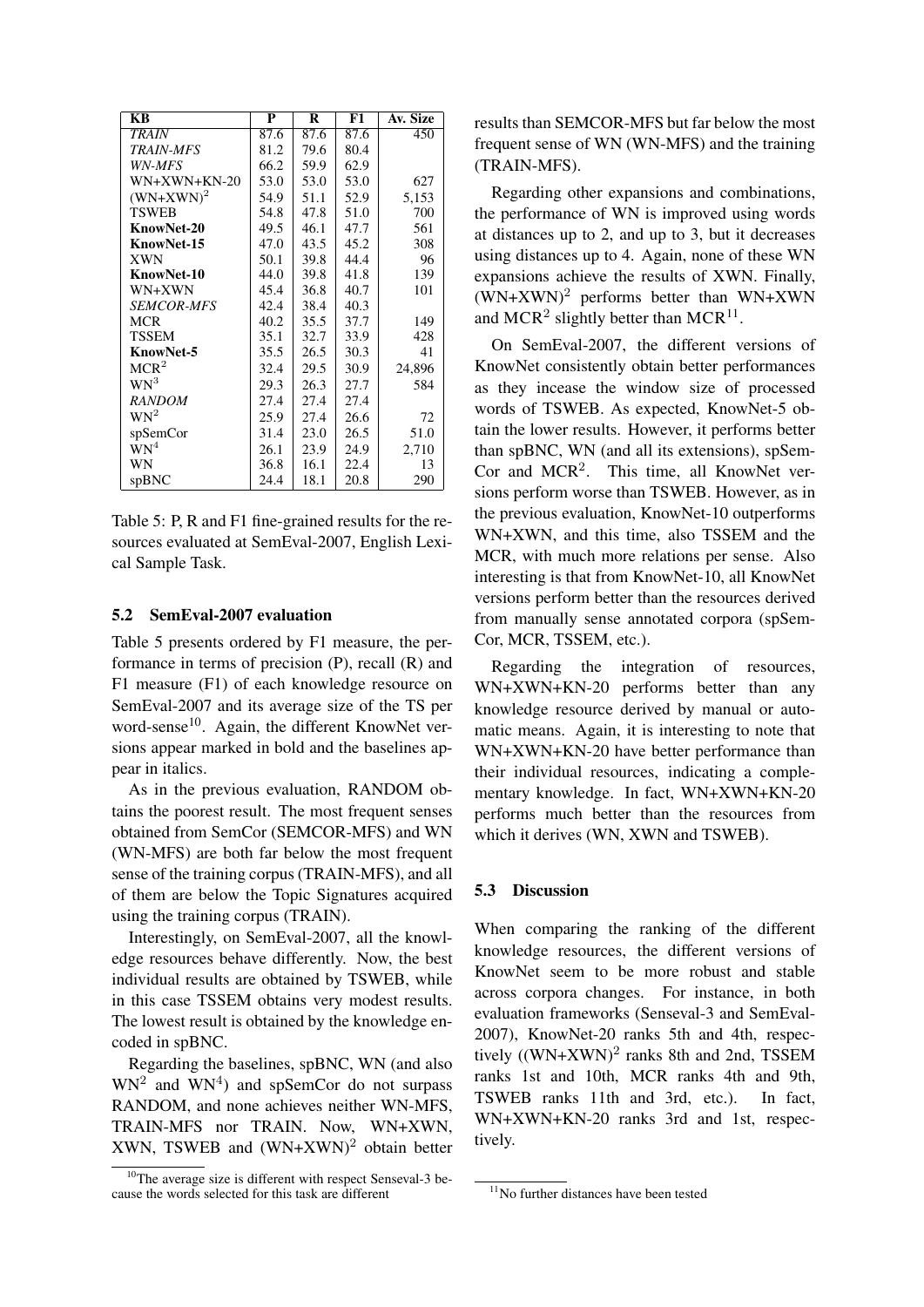| KB | P | R | F1 | Av. Size |
|---|---|---|---|---|
| *TRAIN* | 87.6 | 87.6 | 87.6 | 450 |
| *TRAIN-MFS* | 81.2 | 79.6 | 80.4 | |
| *WN-MFS* | 66.2 | 59.9 | 62.9 | |
| WN+XWN+KN-20 | 53.0 | 53.0 | 53.0 | 627 |
| $(\text{WN+XWN})^2$ | 54.9 | 51.1 | 52.9 | 5,153 |
| TSWEB | 54.8 | 47.8 | 51.0 | 700 |
| **KnowNet-20** | 49.5 | 46.1 | 47.7 | 561 |
| **KnowNet-15** | 47.0 | 43.5 | 45.2 | 308 |
| XWN | 50.1 | 39.8 | 44.4 | 96 |
| **KnowNet-10** | 44.0 | 39.8 | 41.8 | 139 |
| WN+XWN | 45.4 | 36.8 | 40.7 | 101 |
| *SEMCOR-MFS* | 42.4 | 38.4 | 40.3 | |
| MCR | 40.2 | 35.5 | 37.7 | 149 |
| TSSEM | 35.1 | 32.7 | 33.9 | 428 |
| **KnowNet-5** | 35.5 | 26.5 | 30.3 | 41 |
| $\text{MCR}^2$ | 32.4 | 29.5 | 30.9 | 24,896 |
| $\text{WN}^3$ | 29.3 | 26.3 | 27.7 | 584 |
| *RANDOM* | 27.4 | 27.4 | 27.4 | |
| $\text{WN}^2$ | 25.9 | 27.4 | 26.6 | 72 |
| spSemCor | 31.4 | 23.0 | 26.5 | 51.0 |
| $\text{WN}^4$ | 26.1 | 23.9 | 24.9 | 2,710 |
| WN | 36.8 | 16.1 | 22.4 | 13 |
| spBNC | 24.4 | 18.1 | 20.8 | 290 |

Table 5: P, R and F1 fine-grained results for the resources evaluated at SemEval-2007, English Lexical Sample Task.

### 5.2 SemEval-2007 evaluation

Table 5 presents ordered by F1 measure, the performance in terms of precision (P), recall (R) and F1 measure (F1) of each knowledge resource on SemEval-2007 and its average size of the TS per word-sense[10]. Again, the different KnowNet versions appear marked in bold and the baselines appear in italics.

As in the previous evaluation, RANDOM obtains the poorest result. The most frequent senses obtained from SemCor (SEMCOR-MFS) and WN (WN-MFS) are both far below the most frequent sense of the training corpus (TRAIN-MFS), and all of them are below the Topic Signatures acquired using the training corpus (TRAIN).

Interestingly, on SemEval-2007, all the knowledge resources behave differently. Now, the best individual results are obtained by TSWEB, while in this case TSSEM obtains very modest results. The lowest result is obtained by the knowledge encoded in spBNC.

Regarding the baselines, spBNC, WN (and also $\text{WN}^2$ and $\text{WN}^4$) and spSemCor do not surpass RANDOM, and none achieves neither WN-MFS, TRAIN-MFS nor TRAIN. Now, WN+XWN, XWN, TSWEB and $(\text{WN+XWN})^2$ obtain better results than SEMCOR-MFS but far below the most frequent sense of WN (WN-MFS) and the training (TRAIN-MFS).

Regarding other expansions and combinations, the performance of WN is improved using words at distances up to 2, and up to 3, but it decreases using distances up to 4. Again, none of these WN expansions achieve the results of XWN. Finally, $(\text{WN+XWN})^2$ performs better than WN+XWN and $\text{MCR}^2$ slightly better than MCR[11].

On SemEval-2007, the different versions of KnowNet consistently obtain better performances as they incease the window size of processed words of TSWEB. As expected, KnowNet-5 obtain the lower results. However, it performs better than spBNC, WN (and all its extensions), spSemCor and $\text{MCR}^2$. This time, all KnowNet versions perform worse than TSWEB. However, as in the previous evaluation, KnowNet-10 outperforms WN+XWN, and this time, also TSSEM and the MCR, with much more relations per sense. Also interesting is that from KnowNet-10, all KnowNet versions perform better than the resources derived from manually sense annotated corpora (spSemCor, MCR, TSSEM, etc.).

Regarding the integration of resources, WN+XWN+KN-20 performs better than any knowledge resource derived by manual or automatic means. Again, it is interesting to note that WN+XWN+KN-20 have better performance than their individual resources, indicating a complementary knowledge. In fact, WN+XWN+KN-20 performs much better than the resources from which it derives (WN, XWN and TSWEB).

### 5.3 Discussion

When comparing the ranking of the different knowledge resources, the different versions of KnowNet seem to be more robust and stable across corpora changes. For instance, in both evaluation frameworks (Senseval-3 and SemEval-2007), KnowNet-20 ranks 5th and 4th, respectively ($(\text{WN+XWN})^2$ ranks 8th and 2nd, TSSEM ranks 1st and 10th, MCR ranks 4th and 9th, TSWEB ranks 11th and 3rd, etc.). In fact, WN+XWN+KN-20 ranks 3rd and 1st, respectively.

[10] The average size is different with respect Senseval-3 because the words selected for this task are different

[11] No further distances have been tested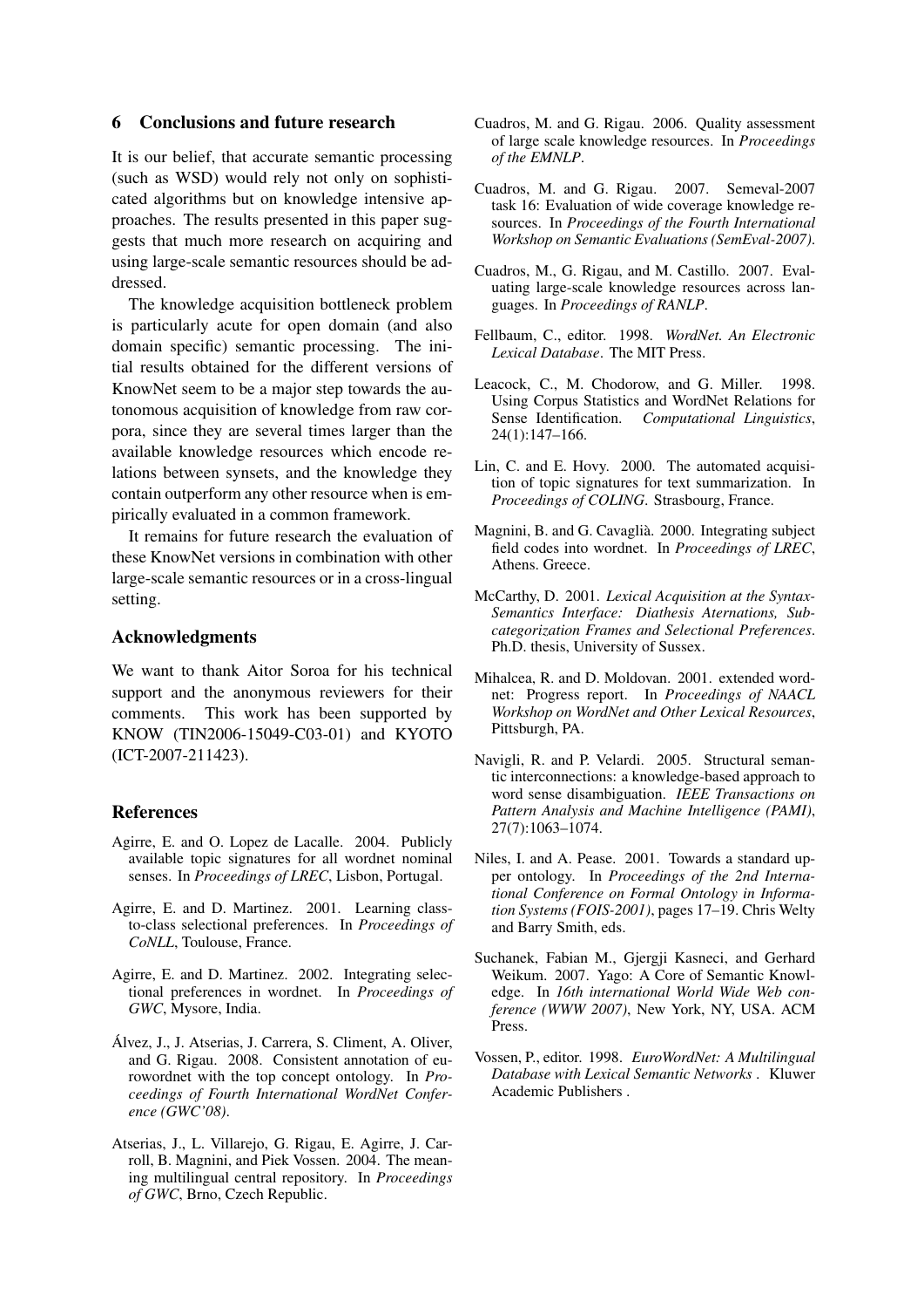## 6 Conclusions and future research

It is our belief, that accurate semantic processing (such as WSD) would rely not only on sophisticated algorithms but on knowledge intensive approaches. The results presented in this paper suggests that much more research on acquiring and using large-scale semantic resources should be addressed.

The knowledge acquisition bottleneck problem is particularly acute for open domain (and also domain specific) semantic processing. The initial results obtained for the different versions of KnowNet seem to be a major step towards the autonomous acquisition of knowledge from raw corpora, since they are several times larger than the available knowledge resources which encode relations between synsets, and the knowledge they contain outperform any other resource when is empirically evaluated in a common framework.

It remains for future research the evaluation of these KnowNet versions in combination with other large-scale semantic resources or in a cross-lingual setting.

### Acknowledgments

We want to thank Aitor Soroa for his technical support and the anonymous reviewers for their comments. This work has been supported by KNOW (TIN2006-15049-C03-01) and KYOTO (ICT-2007-211423).

## References

Agirre, E. and O. Lopez de Lacalle. 2004. Publicly available topic signatures for all wordnet nominal senses. In *Proceedings of LREC*, Lisbon, Portugal.

Agirre, E. and D. Martinez. 2001. Learning class-to-class selectional preferences. In *Proceedings of CoNLL*, Toulouse, France.

Agirre, E. and D. Martinez. 2002. Integrating selectional preferences in wordnet. In *Proceedings of GWC*, Mysore, India.

Álvez, J., J. Atserias, J. Carrera, S. Climent, A. Oliver, and G. Rigau. 2008. Consistent annotation of eurowordnet with the top concept ontology. In *Proceedings of Fourth International WordNet Conference (GWC'08)*.

Atserias, J., L. Villarejo, G. Rigau, E. Agirre, J. Carroll, B. Magnini, and Piek Vossen. 2004. The meaning multilingual central repository. In *Proceedings of GWC*, Brno, Czech Republic.

Cuadros, M. and G. Rigau. 2006. Quality assessment of large scale knowledge resources. In *Proceedings of the EMNLP*.

Cuadros, M. and G. Rigau. 2007. Semeval-2007 task 16: Evaluation of wide coverage knowledge resources. In *Proceedings of the Fourth International Workshop on Semantic Evaluations (SemEval-2007)*.

Cuadros, M., G. Rigau, and M. Castillo. 2007. Evaluating large-scale knowledge resources across languages. In *Proceedings of RANLP*.

Fellbaum, C., editor. 1998. *WordNet. An Electronic Lexical Database*. The MIT Press.

Leacock, C., M. Chodorow, and G. Miller. 1998. Using Corpus Statistics and WordNet Relations for Sense Identification. *Computational Linguistics*, 24(1):147–166.

Lin, C. and E. Hovy. 2000. The automated acquisition of topic signatures for text summarization. In *Proceedings of COLING*. Strasbourg, France.

Magnini, B. and G. Cavaglià. 2000. Integrating subject field codes into wordnet. In *Proceedings of LREC*, Athens. Greece.

McCarthy, D. 2001. *Lexical Acquisition at the Syntax-Semantics Interface: Diathesis Aternations, Subcategorization Frames and Selectional Preferences*. Ph.D. thesis, University of Sussex.

Mihalcea, R. and D. Moldovan. 2001. extended wordnet: Progress report. In *Proceedings of NAACL Workshop on WordNet and Other Lexical Resources*, Pittsburgh, PA.

Navigli, R. and P. Velardi. 2005. Structural semantic interconnections: a knowledge-based approach to word sense disambiguation. *IEEE Transactions on Pattern Analysis and Machine Intelligence (PAMI)*, 27(7):1063–1074.

Niles, I. and A. Pease. 2001. Towards a standard upper ontology. In *Proceedings of the 2nd International Conference on Formal Ontology in Information Systems (FOIS-2001)*, pages 17–19. Chris Welty and Barry Smith, eds.

Suchanek, Fabian M., Gjergji Kasneci, and Gerhard Weikum. 2007. Yago: A Core of Semantic Knowledge. In *16th international World Wide Web conference (WWW 2007)*, New York, NY, USA. ACM Press.

Vossen, P., editor. 1998. *EuroWordNet: A Multilingual Database with Lexical Semantic Networks* . Kluwer Academic Publishers .